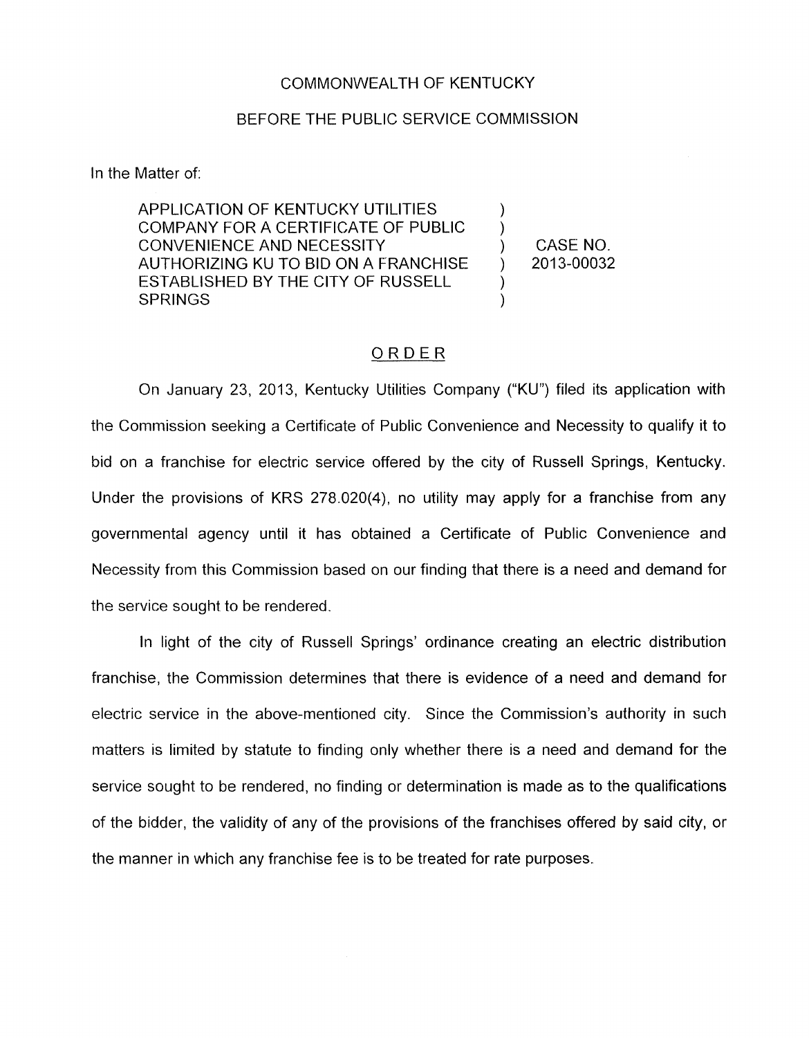COMMONWEALTH OF KENTUCKY

BEFORE THE PUBLIC SERVICE COMMISSION

In the Matter of:

| | | |
|---|---|---|
| APPLICATION OF KENTUCKY UTILITIES COMPANY FOR A CERTIFICATE OF PUBLIC CONVENIENCE AND NECESSITY AUTHORIZING KU TO BID ON A FRANCHISE ESTABLISHED BY THE CITY OF RUSSELL SPRINGS | ) | CASE NO. 2013-00032 |

## ORDER

On January 23, 2013, Kentucky Utilities Company ("KU") filed its application with the Commission seeking a Certificate of Public Convenience and Necessity to qualify it to bid on a franchise for electric service offered by the city of Russell Springs, Kentucky. Under the provisions of KRS 278.020(4), no utility may apply for a franchise from any governmental agency until it has obtained a Certificate of Public Convenience and Necessity from this Commission based on our finding that there is a need and demand for the service sought to be rendered.

In light of the city of Russell Springs' ordinance creating an electric distribution franchise, the Commission determines that there is evidence of a need and demand for electric service in the above-mentioned city. Since the Commission's authority in such matters is limited by statute to finding only whether there is a need and demand for the service sought to be rendered, no finding or determination is made as to the qualifications of the bidder, the validity of any of the provisions of the franchises offered by said city, or the manner in which any franchise fee is to be treated for rate purposes.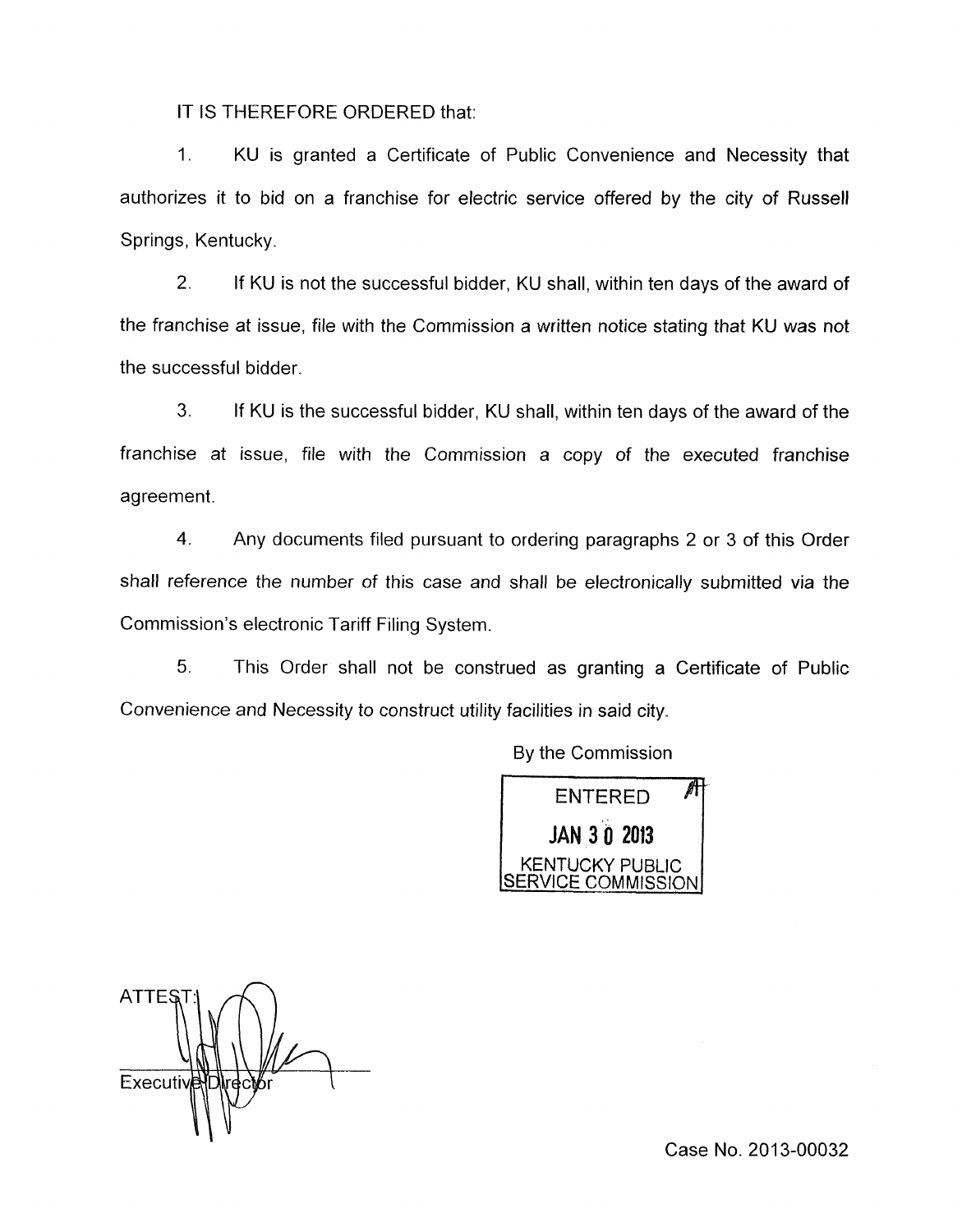IT IS THEREFORE ORDERED that:

1. KU is granted a Certificate of Public Convenience and Necessity that authorizes it to bid on a franchise for electric service offered by the city of Russell Springs, Kentucky.

2. If KU is not the successful bidder, KU shall, within ten days of the award of the franchise at issue, file with the Commission a written notice stating that KU was not the successful bidder.

3. If KU is the successful bidder, KU shall, within ten days of the award of the franchise at issue, file with the Commission a copy of the executed franchise agreement.

4. Any documents filed pursuant to ordering paragraphs 2 or 3 of this Order shall reference the number of this case and shall be electronically submitted via the Commission's electronic Tariff Filing System.

5. This Order shall not be construed as granting a Certificate of Public Convenience and Necessity to construct utility facilities in said city.

By the Commission

ENTERED
JAN 30 2013
KENTUCKY PUBLIC SERVICE COMMISSION

ATTEST:

Executive Director

Case No. 2013-00032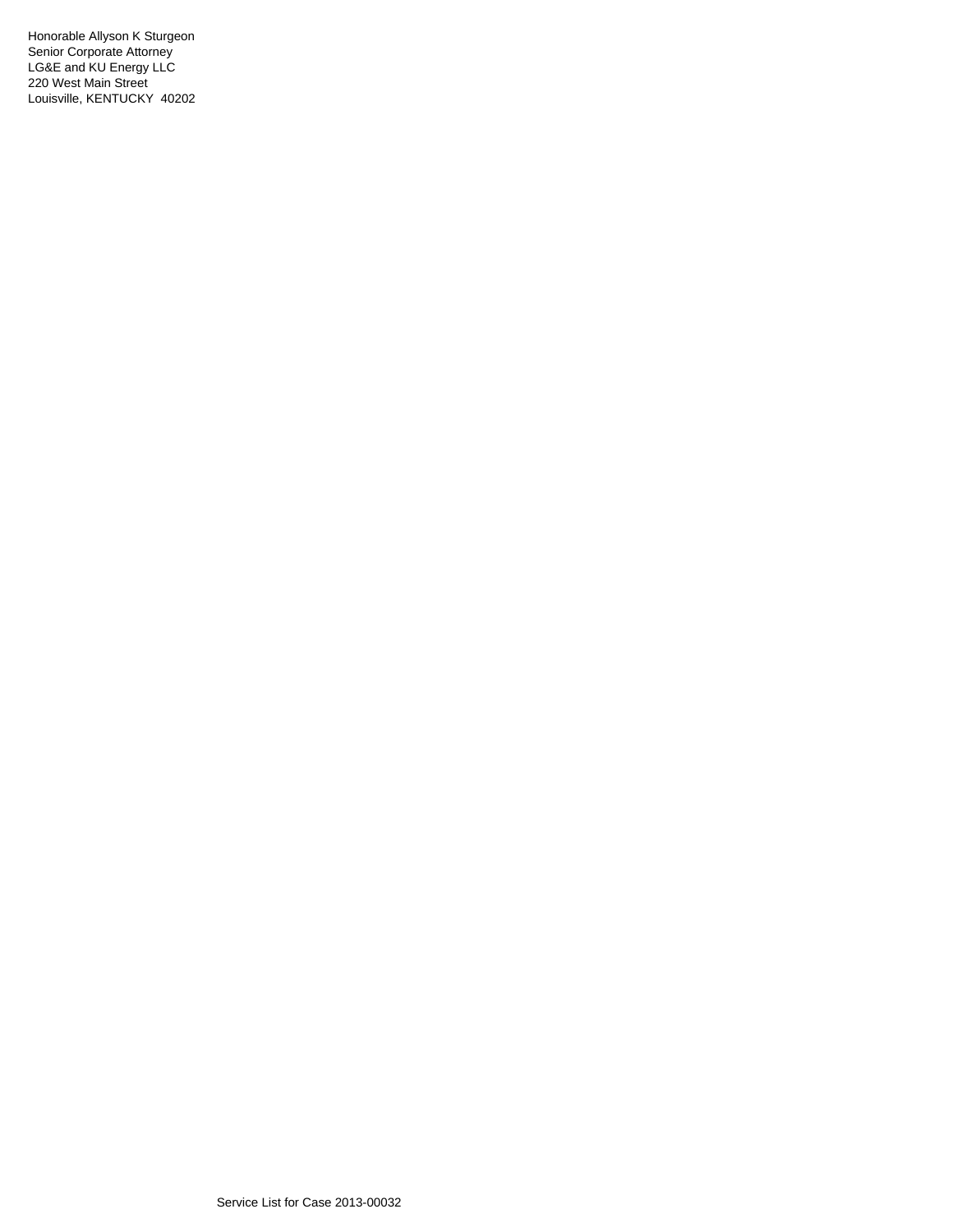Honorable Allyson K Sturgeon
Senior Corporate Attorney
LG&E and KU Energy LLC
220 West Main Street
Louisville, KENTUCKY 40202